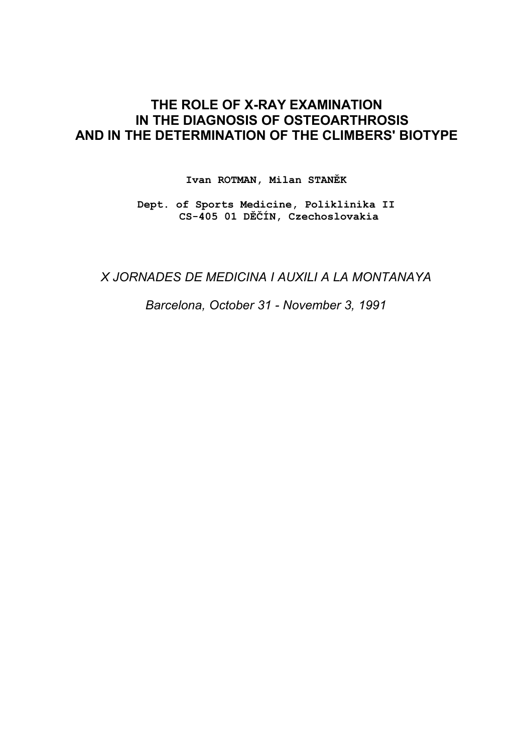# THE ROLE OF X-RAY EXAMINATION IN THE DIAGNOSIS OF OSTEOARTHROSIS AND IN THE DETERMINATION OF THE CLIMBERS' BIOTYPE

**Ivan ROTMAN, Milan STANĚK**

**Dept. of Sports Medicine, Poliklinika II**
**CS-405 01 DĚČÍN, Czechoslovakia**

*X JORNADES DE MEDICINA I AUXILI A LA MONTANAYA*

*Barcelona, October 31 - November 3, 1991*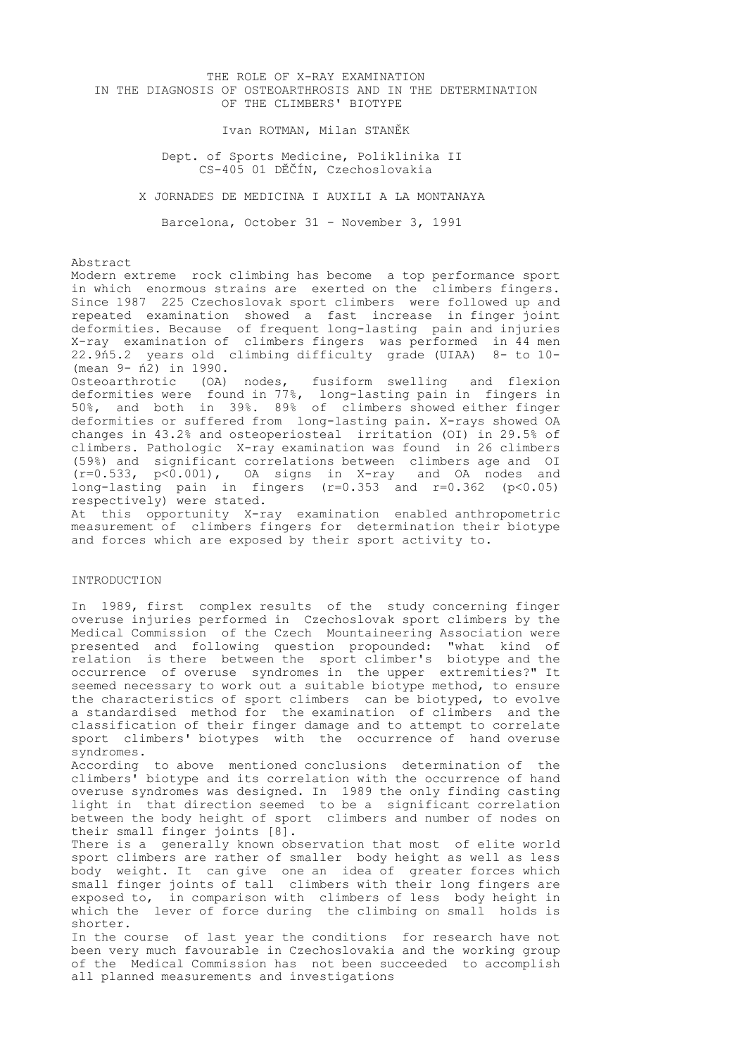# THE ROLE OF X-RAY EXAMINATION IN THE DIAGNOSIS OF OSTEOARTHROSIS AND IN THE DETERMINATION OF THE CLIMBERS' BIOTYPE

Ivan ROTMAN, Milan STANĚK

Dept. of Sports Medicine, Poliklinika II
CS-405 01 DĚČÍN, Czechoslovakia

X JORNADES DE MEDICINA I AUXILI A LA MONTANAYA

Barcelona, October 31 - November 3, 1991

## Abstract

Modern extreme rock climbing has become a top performance sport in which enormous strains are exerted on the climbers fingers. Since 1987 225 Czechoslovak sport climbers were followed up and repeated examination showed a fast increase in finger joint deformities. Because of frequent long-lasting pain and injuries X-ray examination of climbers fingers was performed in 44 men 22.9ń5.2 years old climbing difficulty grade (UIAA) 8- to 10- (mean 9- ń2) in 1990.

Osteoarthrotic (OA) nodes, fusiform swelling and flexion deformities were found in 77%, long-lasting pain in fingers in 50%, and both in 39%. 89% of climbers showed either finger deformities or suffered from long-lasting pain. X-rays showed OA changes in 43.2% and osteoperiosteal irritation (OI) in 29.5% of climbers. Pathologic X-ray examination was found in 26 climbers (59%) and significant correlations between climbers age and OI ($r=0.533$, $p<0.001$), OA signs in X-ray and OA nodes and long-lasting pain in fingers ($r=0.353$ and $r=0.362$ ($p<0.05$) respectively) were stated.

At this opportunity X-ray examination enabled anthropometric measurement of climbers fingers for determination their biotype and forces which are exposed by their sport activity to.

## INTRODUCTION

In 1989, first complex results of the study concerning finger overuse injuries performed in Czechoslovak sport climbers by the Medical Commission of the Czech Mountaineering Association were presented and following question propounded: "what kind of relation is there between the sport climber's biotype and the occurrence of overuse syndromes in the upper extremities?" It seemed necessary to work out a suitable biotype method, to ensure the characteristics of sport climbers can be biotyped, to evolve a standardised method for the examination of climbers and the classification of their finger damage and to attempt to correlate sport climbers' biotypes with the occurrence of hand overuse syndromes.

According to above mentioned conclusions determination of the climbers' biotype and its correlation with the occurrence of hand overuse syndromes was designed. In 1989 the only finding casting light in that direction seemed to be a significant correlation between the body height of sport climbers and number of nodes on their small finger joints [8].

There is a generally known observation that most of elite world sport climbers are rather of smaller body height as well as less body weight. It can give one an idea of greater forces which small finger joints of tall climbers with their long fingers are exposed to, in comparison with climbers of less body height in which the lever of force during the climbing on small holds is shorter.

In the course of last year the conditions for research have not been very much favourable in Czechoslovakia and the working group of the Medical Commission has not been succeeded to accomplish all planned measurements and investigations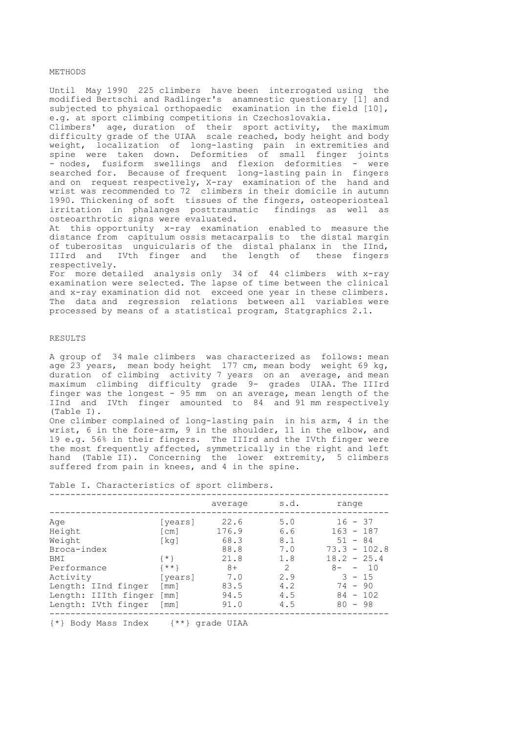## METHODS

Until May 1990 225 climbers have been interrogated using the modified Bertschi and Radlinger's anamnestic questionary [1] and subjected to physical orthopaedic examination in the field [10], e.g. at sport climbing competitions in Czechoslovakia.

Climbers' age, duration of their sport activity, the maximum difficulty grade of the UIAA scale reached, body height and body weight, localization of long-lasting pain in extremities and spine were taken down. Deformities of small finger joints - nodes, fusiform swellings and flexion deformities - were searched for. Because of frequent long-lasting pain in fingers and on request respectively, X-ray examination of the hand and wrist was recommended to 72 climbers in their domicile in autumn 1990. Thickening of soft tissues of the fingers, osteoperiosteal irritation in phalanges posttraumatic findings as well as osteoarthrotic signs were evaluated.

At this opportunity x-ray examination enabled to measure the distance from capitulum ossis metacarpalis to the distal margin of tuberositas unguicularis of the distal phalanx in the IInd, IIIrd and IVth finger and the length of these fingers respectively.

For more detailed analysis only 34 of 44 climbers with x-ray examination were selected. The lapse of time between the clinical and x-ray examination did not exceed one year in these climbers. The data and regression relations between all variables were processed by means of a statistical program, Statgraphics 2.1.

## RESULTS

A group of 34 male climbers was characterized as follows: mean age 23 years, mean body height 177 cm, mean body weight 69 kg, duration of climbing activity 7 years on an average, and mean maximum climbing difficulty grade 9- grades UIAA. The IIIrd finger was the longest - 95 mm on an average, mean length of the IInd and IVth finger amounted to 84 and 91 mm respectively (Table I).

One climber complained of long-lasting pain in his arm, 4 in the wrist, 6 in the fore-arm, 9 in the shoulder, 11 in the elbow, and 19 e.g. 56% in their fingers. The IIIrd and the IVth finger were the most frequently affected, symmetrically in the right and left hand (Table II). Concerning the lower extremity, 5 climbers suffered from pain in knees, and 4 in the spine.

Table I. Characteristics of sport climbers.

| | | average | s.d. | range |
|---|---|---|---|---|
| Age | [years] | 22.6 | 5.0 | 16 - 37 |
| Height | [cm] | 176.9 | 6.6 | 163 - 187 |
| Weight | [kg] | 68.3 | 8.1 | 51 - 84 |
| Broca-index | | 88.8 | 7.0 | 73.3 - 102.8 |
| BMI | {*} | 21.8 | 1.8 | 18.2 - 25.4 |
| Performance | {**} | 8+ | 2 | 8- - 10 |
| Activity | [years] | 7.0 | 2.9 | 3 - 15 |
| Length: IInd finger | [mm] | 83.5 | 4.2 | 74 - 90 |
| Length: IIIth finger | [mm] | 94.5 | 4.5 | 84 - 102 |
| Length: IVth finger | [mm] | 91.0 | 4.5 | 80 - 98 |

{*} Body Mass Index {**} grade UIAA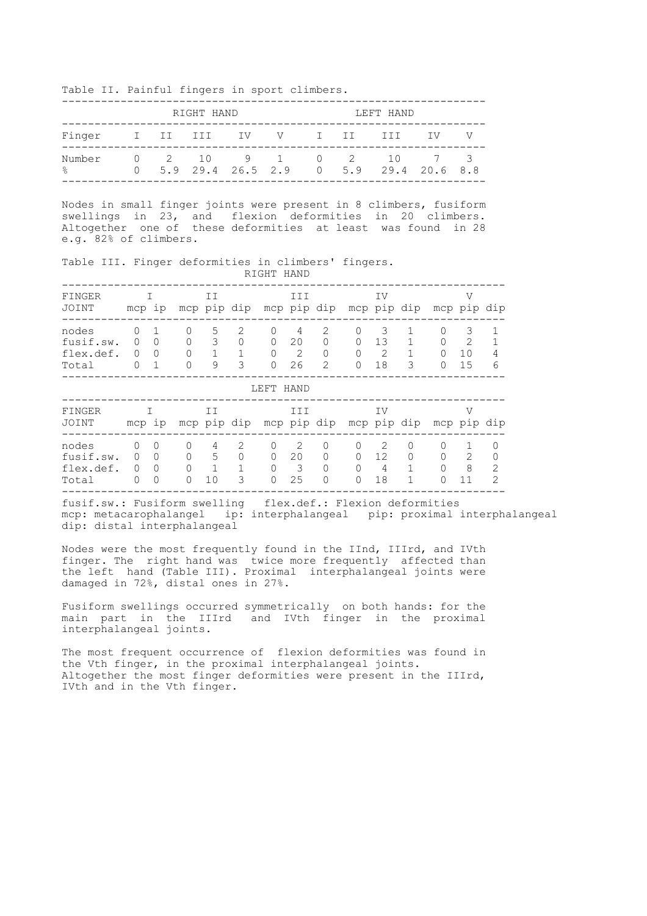Table II. Painful fingers in sport climbers.

| | RIGHT HAND | | | | | LEFT HAND | | | | |
|---|---|---|---|---|---|---|---|---|---|---|
| Finger | I | II | III | IV | V | I | II | III | IV | V |
| Number | 0 | 2 | 10 | 9 | 1 | 0 | 2 | 10 | 7 | 3 |
| % | 0 | 5.9 | 29.4 | 26.5 | 2.9 | 0 | 5.9 | 29.4 | 20.6 | 8.8 |

Nodes in small finger joints were present in 8 climbers, fusiform swellings in 23, and flexion deformities in 20 climbers. Altogether one of these deformities at least was found in 28 e.g. 82% of climbers.

Table III. Finger deformities in climbers' fingers.

RIGHT HAND

| FINGER | I | | II | | | III | | | IV | | | V | | |
|---|---|---|---|---|---|---|---|---|---|---|---|---|---|---|
| JOINT | mcp | ip | mcp | pip | dip | mcp | pip | dip | mcp | pip | dip | mcp | pip | dip |
| nodes | 0 | 1 | 0 | 5 | 2 | 0 | 4 | 2 | 0 | 3 | 1 | 0 | 3 | 1 |
| fusif.sw. | 0 | 0 | 0 | 3 | 0 | 0 | 20 | 0 | 0 | 13 | 1 | 0 | 2 | 1 |
| flex.def. | 0 | 0 | 0 | 1 | 1 | 0 | 2 | 0 | 0 | 2 | 1 | 0 | 10 | 4 |
| Total | 0 | 1 | 0 | 9 | 3 | 0 | 26 | 2 | 0 | 18 | 3 | 0 | 15 | 6 |

LEFT HAND

| FINGER | I | | II | | | III | | | IV | | | V | | |
|---|---|---|---|---|---|---|---|---|---|---|---|---|---|---|
| JOINT | mcp | ip | mcp | pip | dip | mcp | pip | dip | mcp | pip | dip | mcp | pip | dip |
| nodes | 0 | 0 | 0 | 4 | 2 | 0 | 2 | 0 | 0 | 2 | 0 | 0 | 1 | 0 |
| fusif.sw. | 0 | 0 | 0 | 5 | 0 | 0 | 20 | 0 | 0 | 12 | 0 | 0 | 2 | 0 |
| flex.def. | 0 | 0 | 0 | 1 | 1 | 0 | 3 | 0 | 0 | 4 | 1 | 0 | 8 | 2 |
| Total | 0 | 0 | 0 | 10 | 3 | 0 | 25 | 0 | 0 | 18 | 1 | 0 | 11 | 2 |

fusif.sw.: Fusiform swelling flex.def.: Flexion deformities
mcp: metacarophalangel ip: interphalangeal pip: proximal interphalangeal
dip: distal interphalangeal

Nodes were the most frequently found in the IInd, IIIrd, and IVth finger. The right hand was twice more frequently affected than the left hand (Table III). Proximal interphalangeal joints were damaged in 72%, distal ones in 27%.

Fusiform swellings occurred symmetrically on both hands: for the main part in the IIIrd and IVth finger in the proximal interphalangeal joints.

The most frequent occurrence of flexion deformities was found in the Vth finger, in the proximal interphalangeal joints.
Altogether the most finger deformities were present in the IIIrd, IVth and in the Vth finger.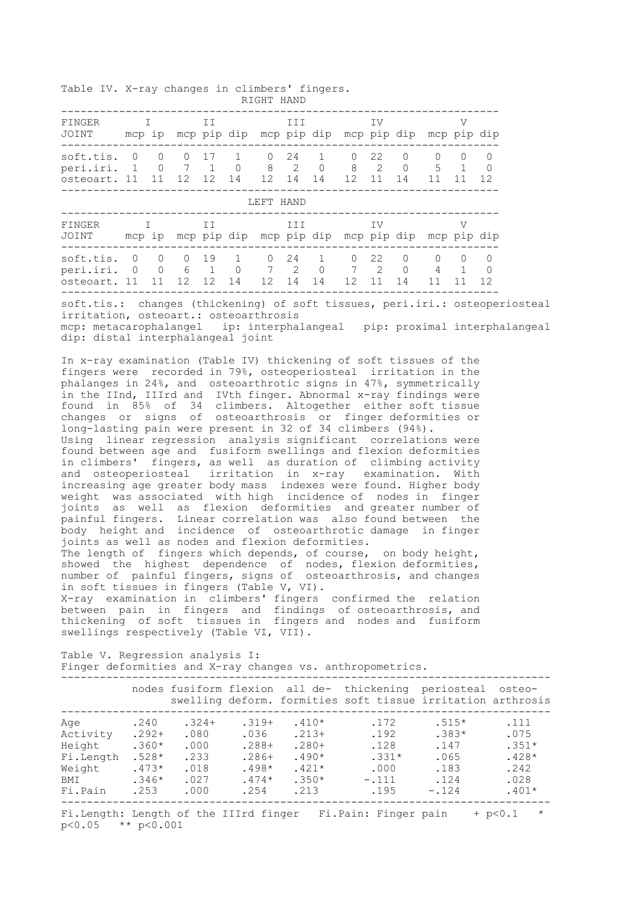Table IV. X-ray changes in climbers' fingers.

RIGHT HAND

| FINGER | I | | II | | | III | | | IV | | | V | | |
|---|---|---|---|---|---|---|---|---|---|---|---|---|---|---|
| JOINT | mcp | ip | mcp | pip | dip | mcp | pip | dip | mcp | pip | dip | mcp | pip | dip |
| soft.tis. | 0 | 0 | 0 | 17 | 1 | 0 | 24 | 1 | 0 | 22 | 0 | 0 | 0 | 0 |
| peri.iri. | 1 | 0 | 7 | 1 | 0 | 8 | 2 | 0 | 8 | 2 | 0 | 5 | 1 | 0 |
| osteoart. | 11 | 11 | 12 | 12 | 14 | 12 | 14 | 14 | 12 | 11 | 14 | 11 | 11 | 12 |

LEFT HAND

| FINGER | I | | II | | | III | | | IV | | | V | | |
|---|---|---|---|---|---|---|---|---|---|---|---|---|---|---|
| JOINT | mcp | ip | mcp | pip | dip | mcp | pip | dip | mcp | pip | dip | mcp | pip | dip |
| soft.tis. | 0 | 0 | 0 | 19 | 1 | 0 | 24 | 1 | 0 | 22 | 0 | 0 | 0 | 0 |
| peri.iri. | 0 | 0 | 6 | 1 | 0 | 7 | 2 | 0 | 7 | 2 | 0 | 4 | 1 | 0 |
| osteoart. | 11 | 11 | 12 | 12 | 14 | 12 | 14 | 14 | 12 | 11 | 14 | 11 | 11 | 12 |

soft.tis.: changes (thickening) of soft tissues, peri.iri.: osteoperiosteal irritation, osteoart.: osteoarthrosis
mcp: metacarophalangel ip: interphalangeal pip: proximal interphalangeal dip: distal interphalangeal joint

In x-ray examination (Table IV) thickening of soft tissues of the fingers were recorded in 79%, osteoperiosteal irritation in the phalanges in 24%, and osteoarthrotic signs in 47%, symmetrically in the IInd, IIIrd and IVth finger. Abnormal x-ray findings were found in 85% of 34 climbers. Altogether either soft tissue changes or signs of osteoarthrosis or finger deformities or long-lasting pain were present in 32 of 34 climbers (94%).
Using linear regression analysis significant correlations were found between age and fusiform swellings and flexion deformities in climbers' fingers, as well as duration of climbing activity and osteoperiosteal irritation in x-ray examination. With increasing age greater body mass indexes were found. Higher body weight was associated with high incidence of nodes in finger joints as well as flexion deformities and greater number of painful fingers. Linear correlation was also found between the body height and incidence of osteoarthrotic damage in finger joints as well as nodes and flexion deformities.
The length of fingers which depends, of course, on body height, showed the highest dependence of nodes, flexion deformities, number of painful fingers, signs of osteoarthrosis, and changes in soft tissues in fingers (Table V, VI).
X-ray examination in climbers' fingers confirmed the relation between pain in fingers and findings of osteoarthrosis, and thickening of soft tissues in fingers and nodes and fusiform swellings respectively (Table VI, VII).

Table V. Regression analysis I:
Finger deformities and X-ray changes vs. anthropometrics.

| | nodes | fusiform swelling | flexion deform. | all deformities | thickening soft tissue | periosteal irritation | osteoarthrosis |
|---|---|---|---|---|---|---|---|
| Age | .240 | .324+ | .319+ | .410* | .172 | .515* | .111 |
| Activity | .292+ | .080 | .036 | .213+ | .192 | .383* | .075 |
| Height | .360* | .000 | .288+ | .280+ | .128 | .147 | .351* |
| Fi.Length | .528* | .233 | .286+ | .490* | .331* | .065 | .428* |
| Weight | .473* | .018 | .498* | .421* | .000 | .183 | .242 |
| BMI | .346* | .027 | .474* | .350* | -.111 | .124 | .028 |
| Fi.Pain | .253 | .000 | .254 | .213 | .195 | -.124 | .401* |

Fi.Length: Length of the IIIrd finger Fi.Pain: Finger pain + $p<0.1$ * $p<0.05$ ** $p<0.001$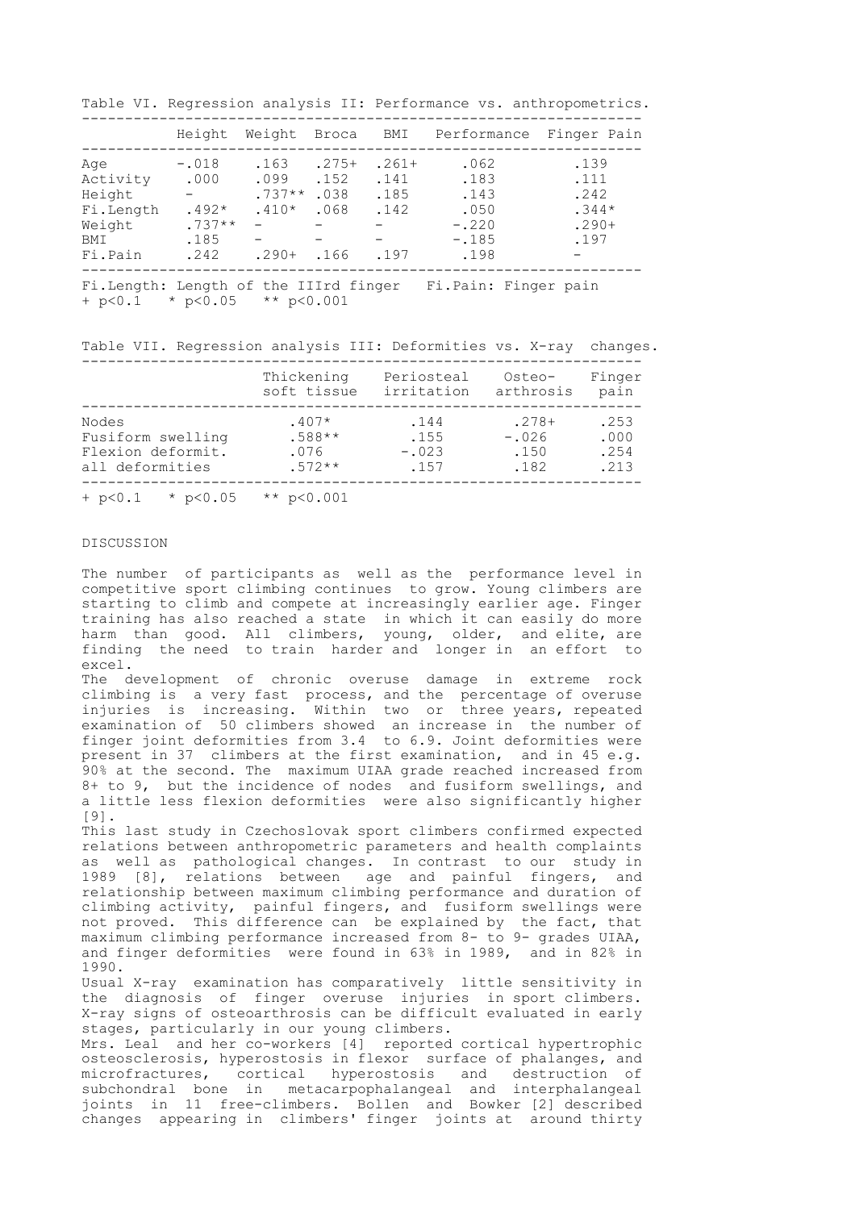Table VI. Regression analysis II: Performance vs. anthropometrics.

| | Height | Weight | Broca | BMI | Performance | Finger Pain |
|---|---|---|---|---|---|---|
| Age | -.018 | .163 | .275+ | .261+ | .062 | .139 |
| Activity | .000 | .099 | .152 | .141 | .183 | .111 |
| Height | - | .737** | .038 | .185 | .143 | .242 |
| Fi.Length | .492* | .410* | .068 | .142 | .050 | .344* |
| Weight | .737** | - | - | - | -.220 | .290+ |
| BMI | .185 | - | - | - | -.185 | .197 |
| Fi.Pain | .242 | .290+ | .166 | .197 | .198 | - |

Fi.Length: Length of the IIIrd finger   Fi.Pain: Finger pain
+ p<0.1   * p<0.05   ** p<0.001

Table VII. Regression analysis III: Deformities vs. X-ray changes.

| | Thickening soft tissue | Periosteal irritation | Osteo-arthrosis | Finger pain |
|---|---|---|---|---|
| Nodes | .407* | .144 | .278+ | .253 |
| Fusiform swelling | .588** | .155 | -.026 | .000 |
| Flexion deformit. | .076 | -.023 | .150 | .254 |
| all deformities | .572** | .157 | .182 | .213 |

+ p<0.1   * p<0.05   ** p<0.001

## DISCUSSION

The number of participants as well as the performance level in competitive sport climbing continues to grow. Young climbers are starting to climb and compete at increasingly earlier age. Finger training has also reached a state in which it can easily do more harm than good. All climbers, young, older, and elite, are finding the need to train harder and longer in an effort to excel.

The development of chronic overuse damage in extreme rock climbing is a very fast process, and the percentage of overuse injuries is increasing. Within two or three years, repeated examination of 50 climbers showed an increase in the number of finger joint deformities from 3.4 to 6.9. Joint deformities were present in 37 climbers at the first examination, and in 45 e.g. 90% at the second. The maximum UIAA grade reached increased from 8+ to 9, but the incidence of nodes and fusiform swellings, and a little less flexion deformities were also significantly higher [9].

This last study in Czechoslovak sport climbers confirmed expected relations between anthropometric parameters and health complaints as well as pathological changes. In contrast to our study in 1989 [8], relations between age and painful fingers, and relationship between maximum climbing performance and duration of climbing activity, painful fingers, and fusiform swellings were not proved. This difference can be explained by the fact, that maximum climbing performance increased from 8- to 9- grades UIAA, and finger deformities were found in 63% in 1989, and in 82% in 1990.

Usual X-ray examination has comparatively little sensitivity in the diagnosis of finger overuse injuries in sport climbers. X-ray signs of osteoarthrosis can be difficult evaluated in early stages, particularly in our young climbers.

Mrs. Leal and her co-workers [4] reported cortical hypertrophic osteosclerosis, hyperostosis in flexor surface of phalanges, and microfractures, cortical hyperostosis and destruction of subchondral bone in metacarpophalangeal and interphalangeal joints in 11 free-climbers. Bollen and Bowker [2] described changes appearing in climbers' finger joints at around thirty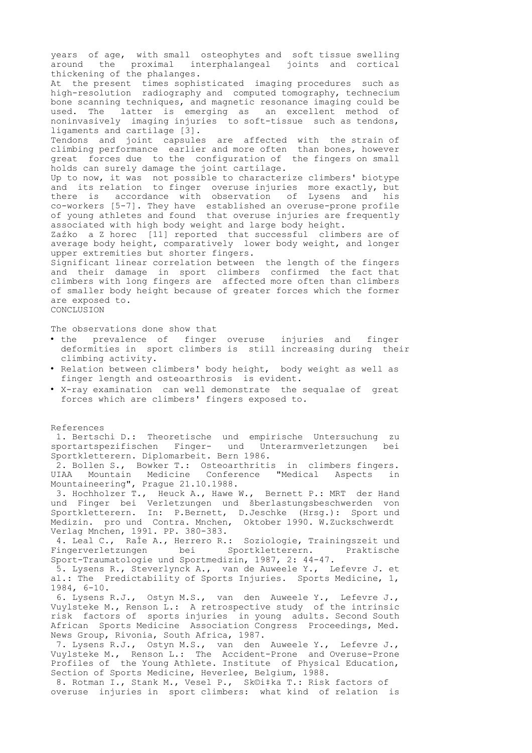years of age, with small osteophytes and soft tissue swelling around the proximal interphalangeal joints and cortical thickening of the phalanges.

At the present times sophisticated imaging procedures such as high-resolution radiography and computed tomography, technecium bone scanning techniques, and magnetic resonance imaging could be used. The latter is emerging as an excellent method of noninvasively imaging injuries to soft-tissue such as tendons, ligaments and cartilage [3].

Tendons and joint capsules are affected with the strain of climbing performance earlier and more often than bones, however great forces due to the configuration of the fingers on small holds can surely damage the joint cartilage.

Up to now, it was not possible to characterize climbers' biotype and its relation to finger overuse injuries more exactly, but there is accordance with observation of Lysens and his co-workers [5-7]. They have established an overuse-prone profile of young athletes and found that overuse injuries are frequently associated with high body weight and large body height.

Zaźko a Z horec [11] reported that successful climbers are of average body height, comparatively lower body weight, and longer upper extremities but shorter fingers.

Significant linear correlation between the length of the fingers and their damage in sport climbers confirmed the fact that climbers with long fingers are affected more often than climbers of smaller body height because of greater forces which the former are exposed to.

## CONCLUSION

The observations done show that

- the prevalence of finger overuse injuries and finger deformities in sport climbers is still increasing during their climbing activity.
- Relation between climbers' body height, body weight as well as finger length and osteoarthrosis is evident.
- X-ray examination can well demonstrate the sequalae of great forces which are climbers' fingers exposed to.

## References

1. Bertschi D.: Theoretische und empirische Untersuchung zu sportartspezifischen Finger- und Unterarmverletzungen bei Sportkletterern. Diplomarbeit. Bern 1986.
2. Bollen S., Bowker T.: Osteoarthritis in climbers fingers. UIAA Mountain Medicine Conference "Medical Aspects in Mountaineering", Prague 21.10.1988.
3. Hochholzer T., Heuck A., Hawe W., Bernett P.: MRT der Hand und Finger bei Verletzungen und šberlastungsbeschwerden von Sportkletterern. In: P.Bernett, D.Jeschke (Hrsg.): Sport und Medizin. pro und Contra. Mnchen, Oktober 1990. W.Zuckschwerdt Verlag Mnchen, 1991. PP. 380-383.
4. Leal C., RaÍe A., Herrero R.: Soziologie, Trainingszeit und Fingerverletzungen bei Sportkletterern. Praktische Sport-Traumatologie und Sportmedizin, 1987, 2: 44-47.
5. Lysens R., Steverlynck A., van de Auweele Y., Lefevre J. et al.: The Predictability of Sports Injuries. Sports Medicine, 1, 1984, 6-10.
6. Lysens R.J., Ostyn M.S., van den Auweele Y., Lefevre J., Vuylsteke M., Renson L.: A retrospective study of the intrinsic risk factors of sports injuries in young adults. Second South African Sports Medicine Association Congress Proceedings, Med. News Group, Rivonia, South Africa, 1987.
7. Lysens R.J., Ostyn M.S., van den Auweele Y., Lefevre J., Vuylsteke M., Renson L.: The Accident-Prone and Overuse-Prone Profiles of the Young Athlete. Institute of Physical Education, Section of Sports Medicine, Heverlee, Belgium, 1988.
8. Rotman I., Stank M., Vesel P., Sk©i‡ka T.: Risk factors of overuse injuries in sport climbers: what kind of relation is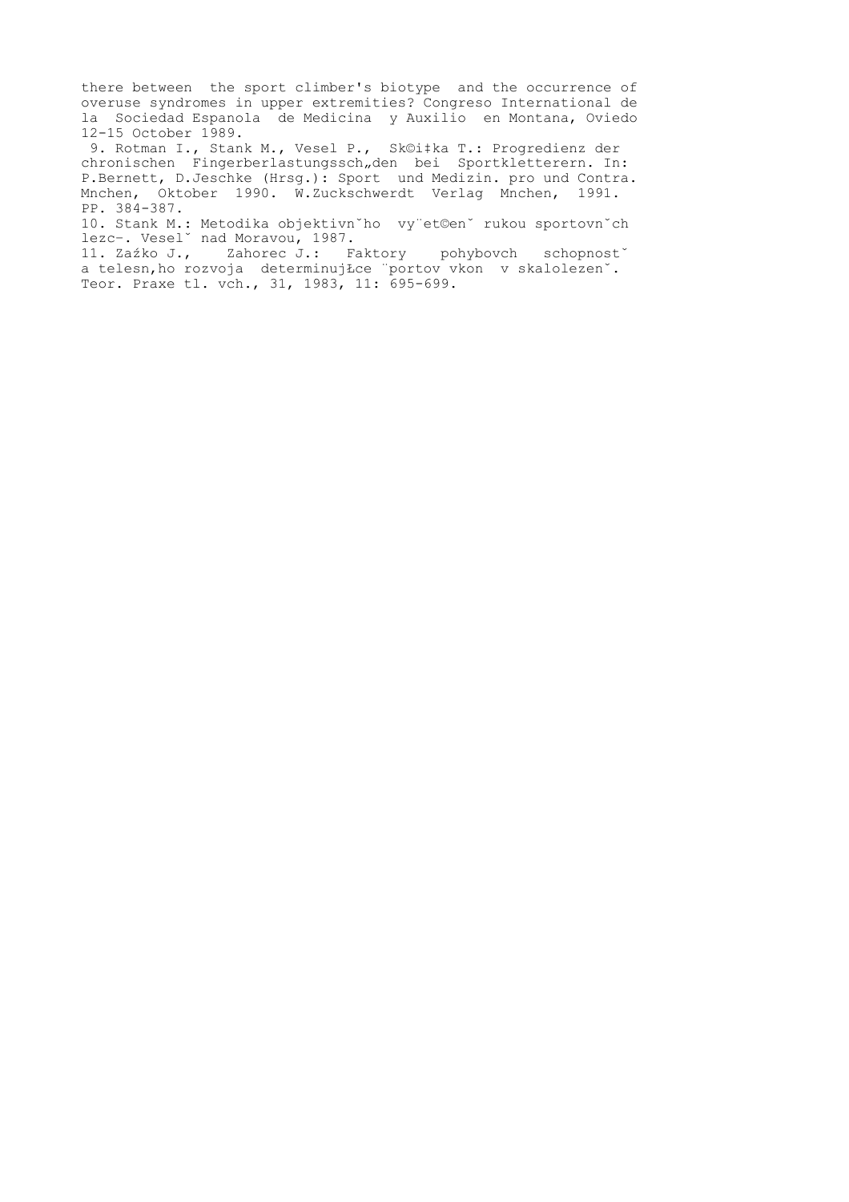there between the sport climber's biotype and the occurrence of overuse syndromes in upper extremities? Congreso International de la Sociedad Espanola de Medicina y Auxilio en Montana, Oviedo 12-15 October 1989.

9. Rotman I., Stank M., Vesel P., Sk©i‡ka T.: Progredienz der chronischen Fingerberlastungssch„den bei Sportkletterern. In: P.Bernett, D.Jeschke (Hrsg.): Sport und Medizin. pro und Contra. Mnchen, Oktober 1990. W.Zuckschwerdt Verlag Mnchen, 1991. PP. 384-387.

10. Stank M.: Metodika objektivn˘ho vy¨et©en˘ rukou sportovn˘ch lezc–. Vesel˘ nad Moravou, 1987.

11. Zaźko J., Zahorec J.: Faktory pohybovch schopnost˘ a telesn,ho rozvoja determinujŁce ¨portov vkon v skalolezen˘. Teor. Praxe tl. vch., 31, 1983, 11: 695-699.